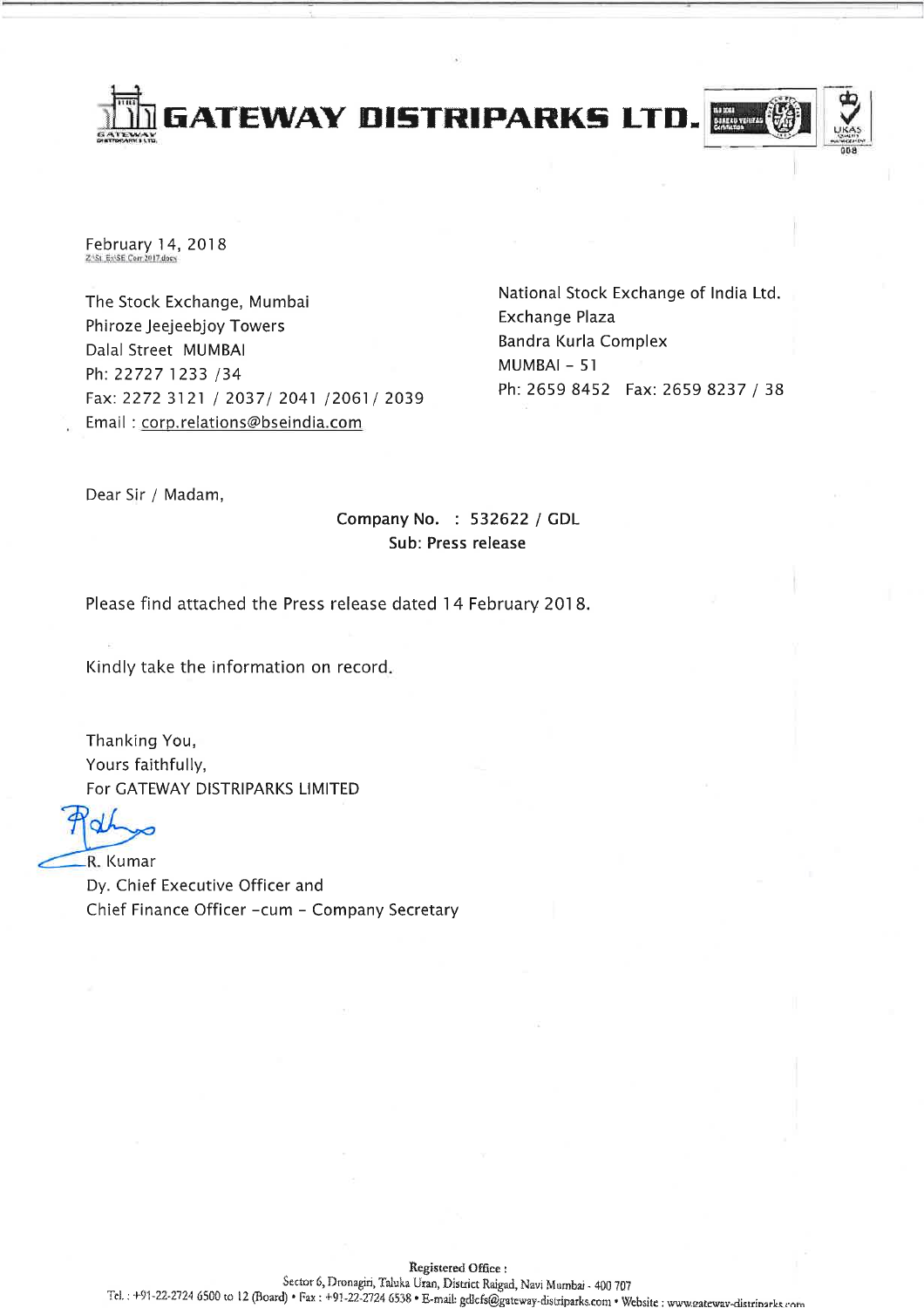# GATEWAY DISTRIPARKS LTD.

February 14, 2018

Z:\St. Ex\SE Corr 2017.docx

The Stock Exchange, Mumbai
Phiroze Jeejeebjoy Towers
Dalal Street MUMBAI
Ph: 22727 1233 /34
Fax: 2272 3121 / 2037/ 2041 /2061/ 2039
Email : corp.relations@bseindia.com

National Stock Exchange of India Ltd.
Exchange Plaza
Bandra Kurla Complex
MUMBAI – 51
Ph: 2659 8452 Fax: 2659 8237 / 38

Dear Sir / Madam,

Company No. : 532622 / GDL
Sub: Press release

Please find attached the Press release dated 14 February 2018.

Kindly take the information on record.

Thanking You,
Yours faithfully,
For GATEWAY DISTRIPARKS LIMITED

R. Kumar
Dy. Chief Executive Officer and
Chief Finance Officer -cum – Company Secretary

**Registered Office :**
Sector 6, Dronagiri, Taluka Uran, District Raigad, Navi Mumbai - 400 707
Tel. : +91-22-2724 6500 to 12 (Board) • Fax : +91-22-2724 6538 • E-mail: gdlcfs@gateway-distriparks.com • Website : www.gateway-distriparks.com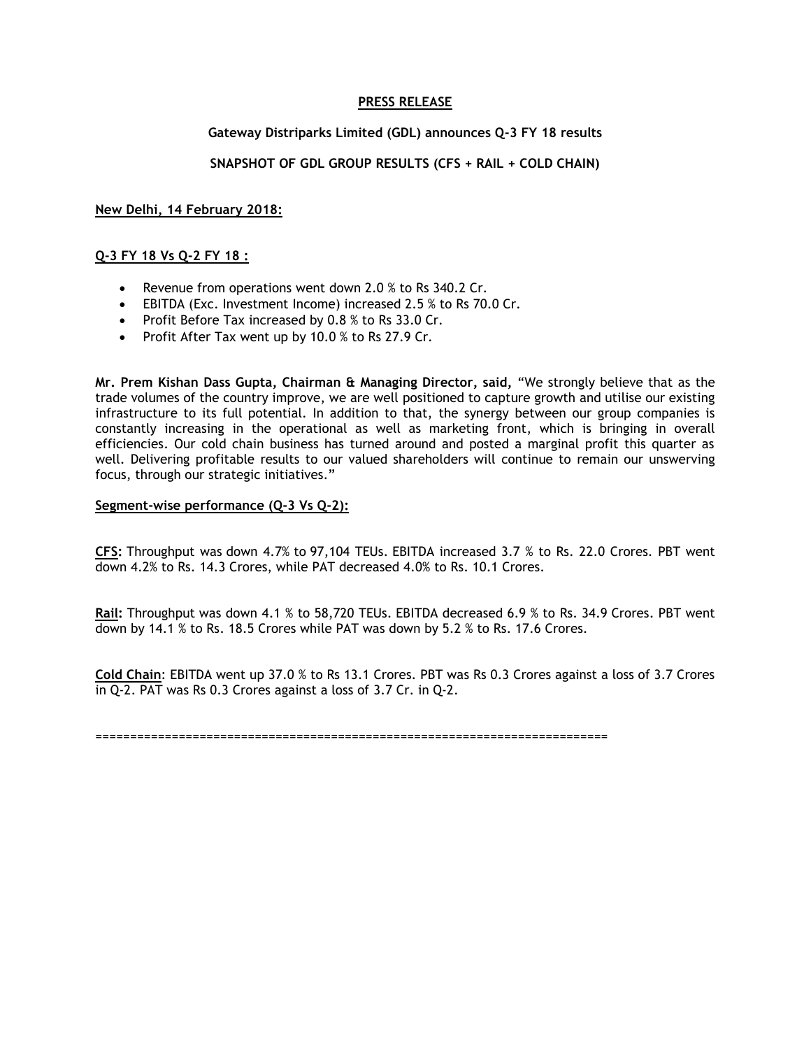**PRESS RELEASE**

**Gateway Distriparks Limited (GDL) announces Q-3 FY 18 results**

**SNAPSHOT OF GDL GROUP RESULTS (CFS + RAIL + COLD CHAIN)**

**New Delhi, 14 February 2018:**

**Q-3 FY 18 Vs Q-2 FY 18 :**

- Revenue from operations went down 2.0 % to Rs 340.2 Cr.
- EBITDA (Exc. Investment Income) increased 2.5 % to Rs 70.0 Cr.
- Profit Before Tax increased by 0.8 % to Rs 33.0 Cr.
- Profit After Tax went up by 10.0 % to Rs 27.9 Cr.

**Mr. Prem Kishan Dass Gupta, Chairman & Managing Director, said,** "We strongly believe that as the trade volumes of the country improve, we are well positioned to capture growth and utilise our existing infrastructure to its full potential. In addition to that, the synergy between our group companies is constantly increasing in the operational as well as marketing front, which is bringing in overall efficiencies. Our cold chain business has turned around and posted a marginal profit this quarter as well. Delivering profitable results to our valued shareholders will continue to remain our unswerving focus, through our strategic initiatives."

**Segment-wise performance (Q-3 Vs Q-2):**

**CFS:** Throughput was down 4.7% to 97,104 TEUs. EBITDA increased 3.7 % to Rs. 22.0 Crores. PBT went down 4.2% to Rs. 14.3 Crores, while PAT decreased 4.0% to Rs. 10.1 Crores.

**Rail:** Throughput was down 4.1 % to 58,720 TEUs. EBITDA decreased 6.9 % to Rs. 34.9 Crores. PBT went down by 14.1 % to Rs. 18.5 Crores while PAT was down by 5.2 % to Rs. 17.6 Crores.

**Cold Chain**: EBITDA went up 37.0 % to Rs 13.1 Crores. PBT was Rs 0.3 Crores against a loss of 3.7 Crores in Q-2. PAT was Rs 0.3 Crores against a loss of 3.7 Cr. in Q-2.

==========================================================================